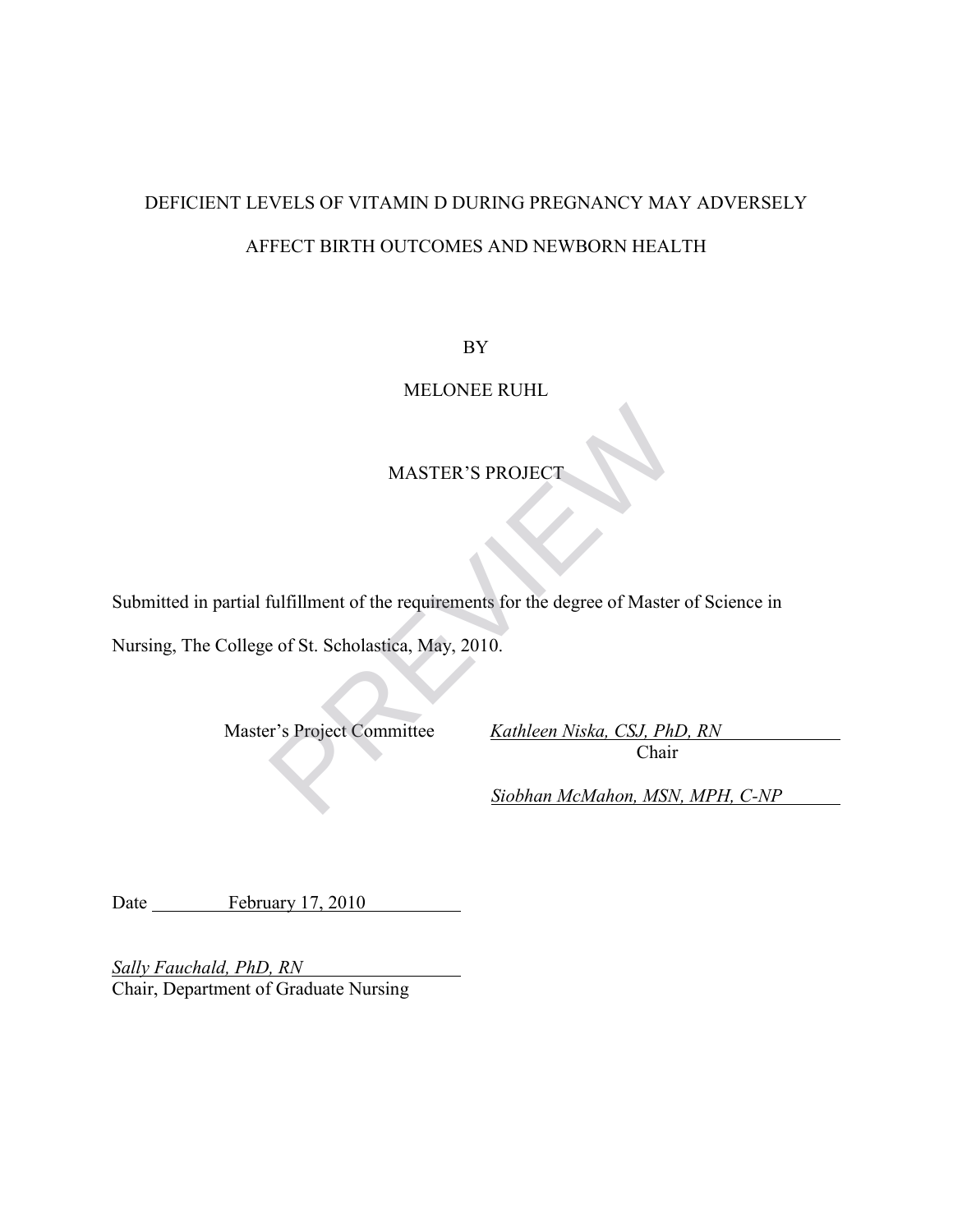# DEFICIENT LEVELS OF VITAMIN D DURING PREGNANCY MAY ADVERSELY AFFECT BIRTH OUTCOMES AND NEWBORN HEALTH

BY

MELONEE RUHL

MASTER'S PROJECT

Submitted in partial fulfillment of the requirements for the degree of Master of Science in Nursing, The College of St. Scholastica, May, 2010.

Master's Project Committee

*Kathleen Niska, CSJ, PhD, RN*
Chair

*Siobhan McMahon, MSN, MPH, C-NP*

Date February 17, 2010

*Sally Fauchald, PhD, RN*
Chair, Department of Graduate Nursing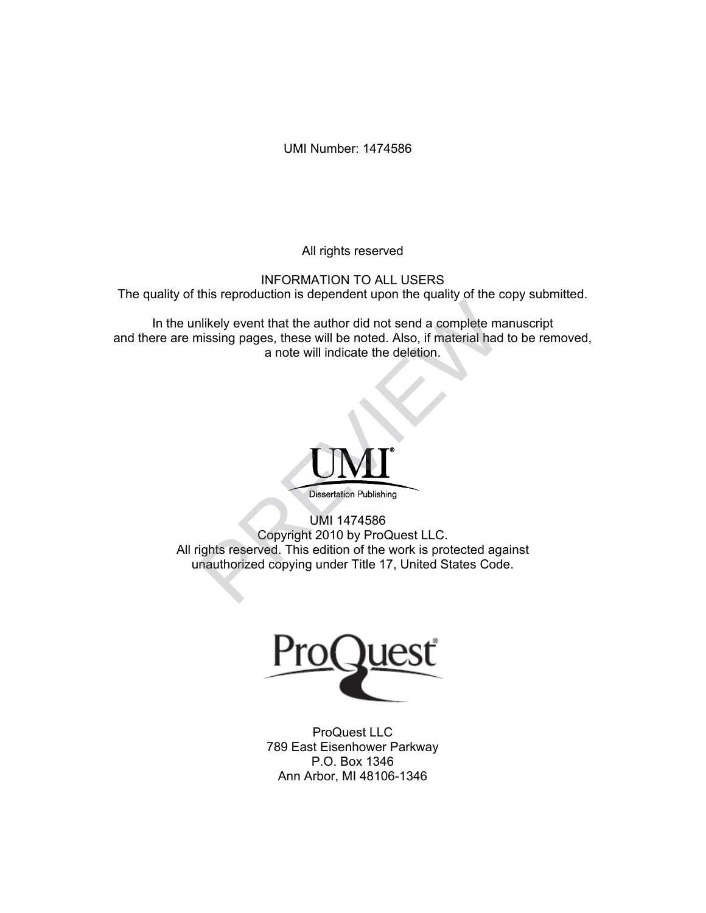UMI Number: 1474586

All rights reserved

INFORMATION TO ALL USERS
The quality of this reproduction is dependent upon the quality of the copy submitted.

In the unlikely event that the author did not send a complete manuscript
and there are missing pages, these will be noted. Also, if material had to be removed,
a note will indicate the deletion.

UMI
Dissertation Publishing

UMI 1474586
Copyright 2010 by ProQuest LLC.
All rights reserved. This edition of the work is protected against
unauthorized copying under Title 17, United States Code.

ProQuest

ProQuest LLC
789 East Eisenhower Parkway
P.O. Box 1346
Ann Arbor, MI 48106-1346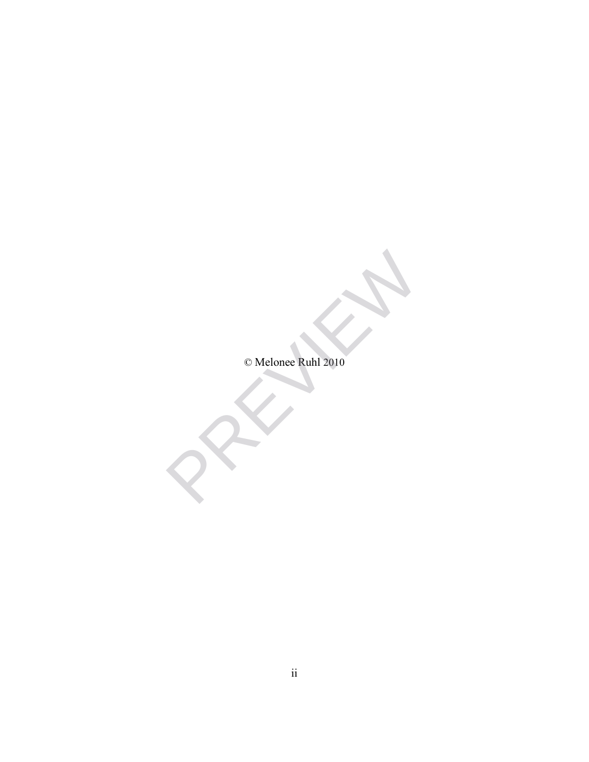© Melonee Ruhl 2010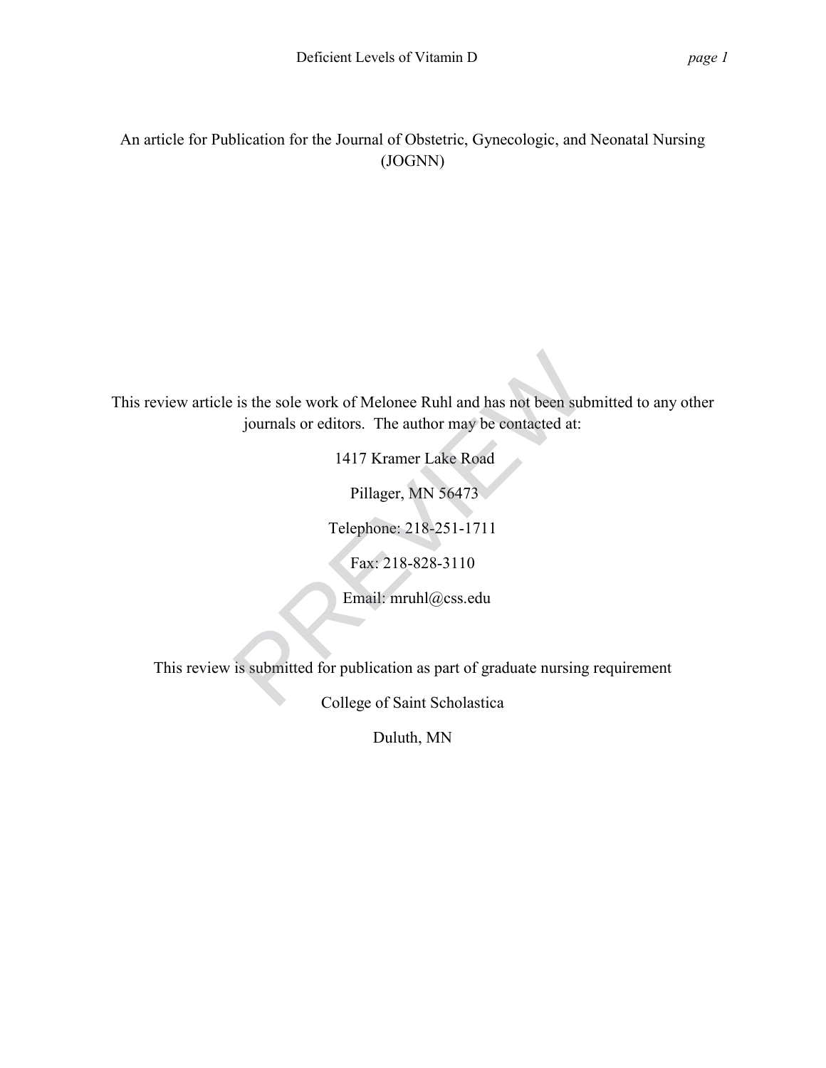An article for Publication for the Journal of Obstetric, Gynecologic, and Neonatal Nursing (JOGNN)

This review article is the sole work of Melonee Ruhl and has not been submitted to any other journals or editors. The author may be contacted at:

1417 Kramer Lake Road

Pillager, MN 56473

Telephone: 218-251-1711

Fax: 218-828-3110

Email: mruhl@css.edu

This review is submitted for publication as part of graduate nursing requirement

College of Saint Scholastica

Duluth, MN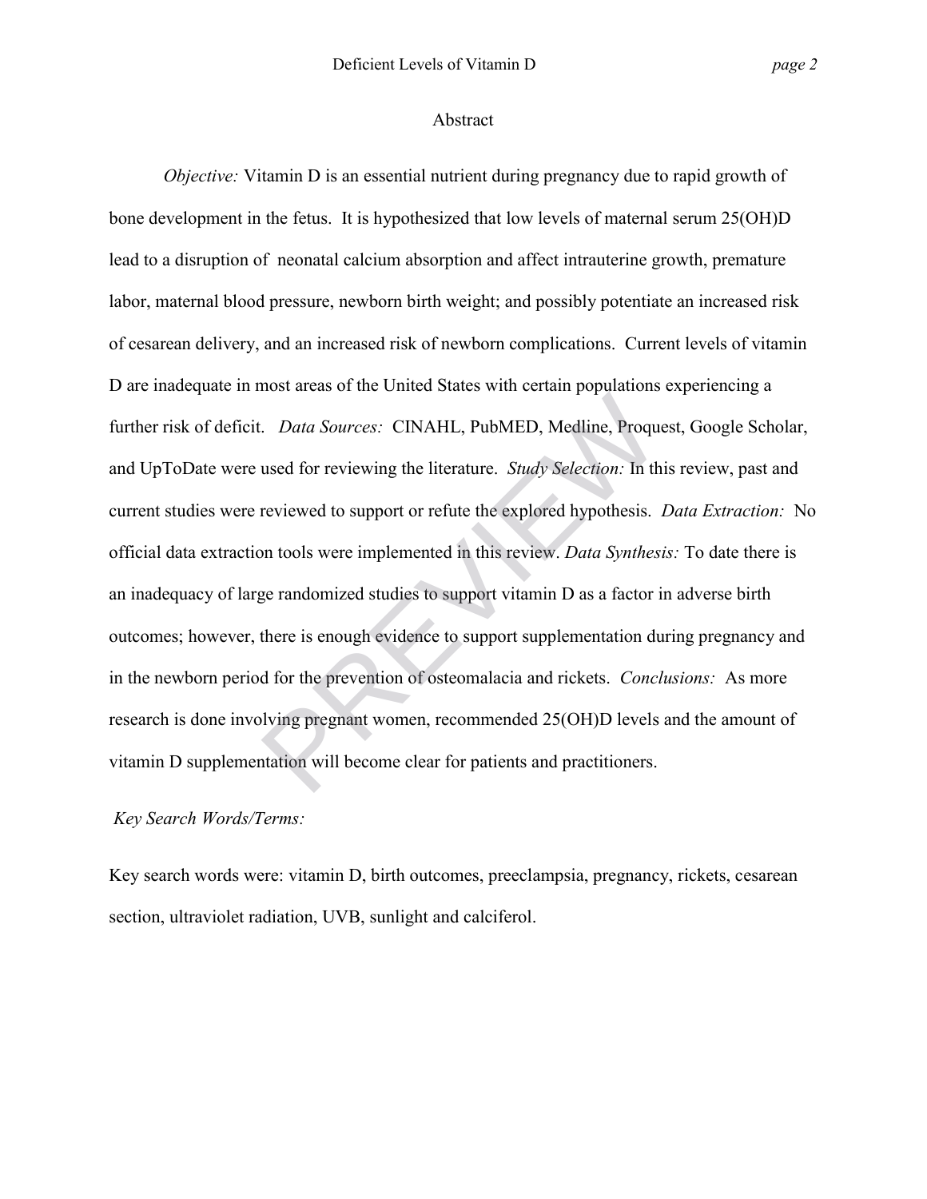# Abstract

*Objective:* Vitamin D is an essential nutrient during pregnancy due to rapid growth of bone development in the fetus. It is hypothesized that low levels of maternal serum 25(OH)D lead to a disruption of neonatal calcium absorption and affect intrauterine growth, premature labor, maternal blood pressure, newborn birth weight; and possibly potentiate an increased risk of cesarean delivery, and an increased risk of newborn complications. Current levels of vitamin D are inadequate in most areas of the United States with certain populations experiencing a further risk of deficit. *Data Sources:* CINAHL, PubMED, Medline, Proquest, Google Scholar, and UpToDate were used for reviewing the literature. *Study Selection:* In this review, past and current studies were reviewed to support or refute the explored hypothesis. *Data Extraction:* No official data extraction tools were implemented in this review. *Data Synthesis:* To date there is an inadequacy of large randomized studies to support vitamin D as a factor in adverse birth outcomes; however, there is enough evidence to support supplementation during pregnancy and in the newborn period for the prevention of osteomalacia and rickets. *Conclusions:* As more research is done involving pregnant women, recommended 25(OH)D levels and the amount of vitamin D supplementation will become clear for patients and practitioners.

*Key Search Words/Terms:*

Key search words were: vitamin D, birth outcomes, preeclampsia, pregnancy, rickets, cesarean section, ultraviolet radiation, UVB, sunlight and calciferol.